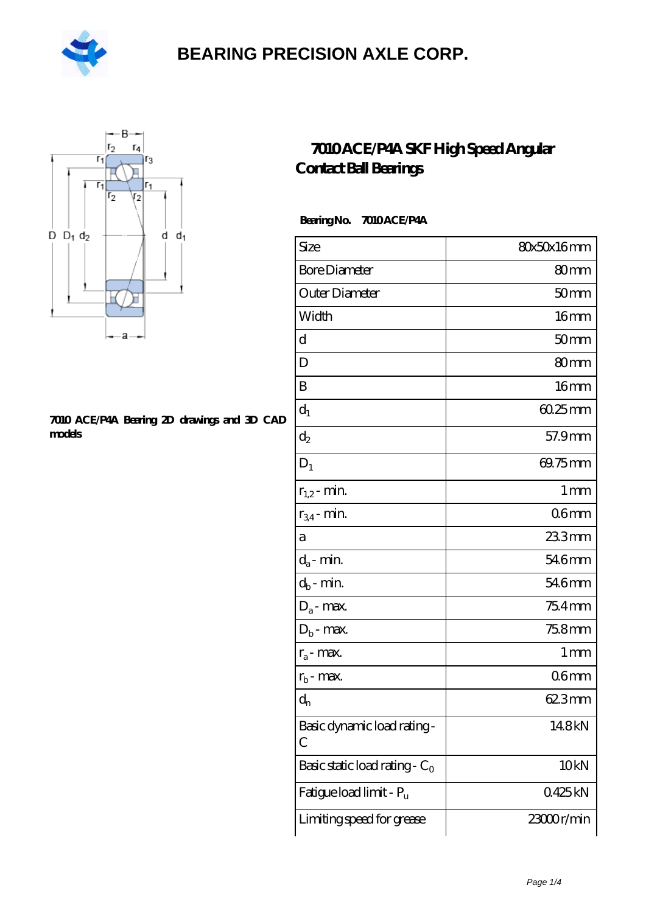# BEARING PRECISION AXLE CORP.

7010 ACE/P4A Bearing 2D drawings and 3D CAD models

## 7010 ACE/P4A SKF High Speed Angular Contact Ball Bearings

**Bearing No. 7010 ACE/P4A**

| Size | 80x50x16 mm |
|---|---|
| Bore Diameter | 80 mm |
| Outer Diameter | 50 mm |
| Width | 16 mm |
| d | 50 mm |
| D | 80 mm |
| B | 16 mm |
| $d_1$ | 60.25 mm |
| $d_2$ | 57.9 mm |
| $D_1$ | 69.75 mm |
| $r_{1,2}$ - min. | 1 mm |
| $r_{3,4}$ - min. | 0.6 mm |
| a | 23.3 mm |
| $d_a$ - min. | 54.6 mm |
| $d_b$ - min. | 54.6 mm |
| $D_a$ - max. | 75.4 mm |
| $D_b$ - max. | 75.8 mm |
| $r_a$ - max. | 1 mm |
| $r_b$ - max. | 0.6 mm |
| $d_n$ | 62.3 mm |
| Basic dynamic load rating - C | 14.8 kN |
| Basic static load rating - $C_0$ | 10 kN |
| Fatigue load limit - $P_u$ | 0.425 kN |
| Limiting speed for grease | 23000 r/min |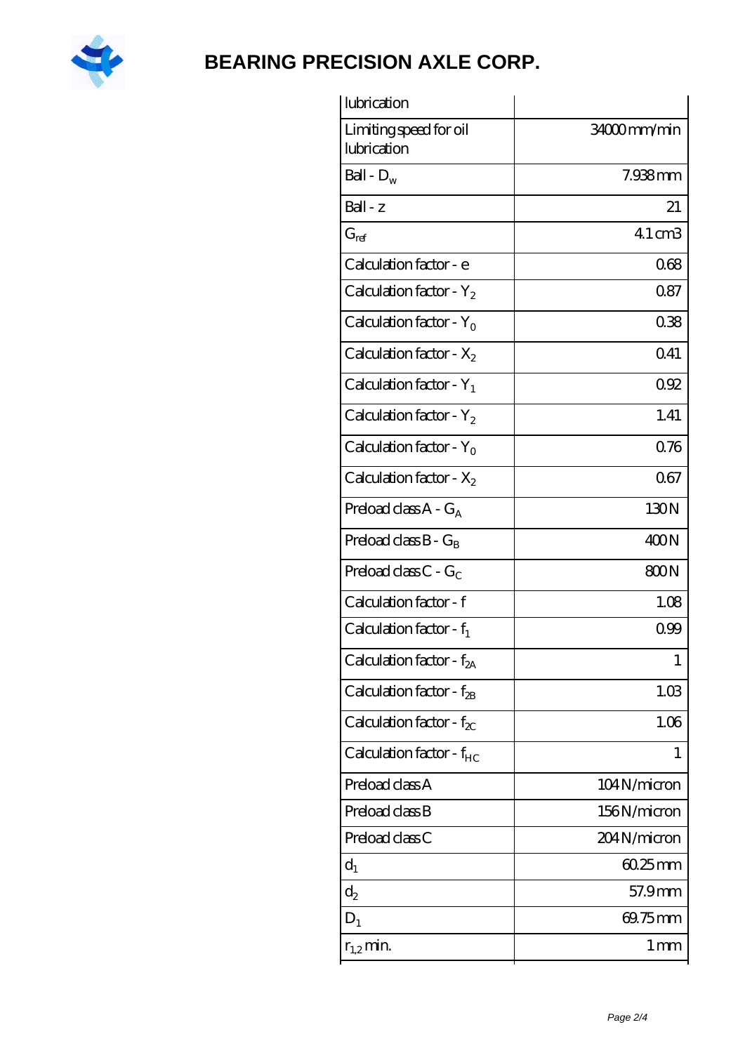| lubrication | |
|---|---|
| Limiting speed for oil lubrication | 34000 mm/min |
| Ball - $D_w$ | 7.938 mm |
| Ball - z | 21 |
| $G_{ref}$ | 4.1 cm3 |
| Calculation factor - e | 0.68 |
| Calculation factor - $Y_2$ | 0.87 |
| Calculation factor - $Y_0$ | 0.38 |
| Calculation factor - $X_2$ | 0.41 |
| Calculation factor - $Y_1$ | 0.92 |
| Calculation factor - $Y_2$ | 1.41 |
| Calculation factor - $Y_0$ | 0.76 |
| Calculation factor - $X_2$ | 0.67 |
| Preload class A - $G_A$ | 130 N |
| Preload class B - $G_B$ | 400 N |
| Preload class C - $G_C$ | 800 N |
| Calculation factor - f | 1.08 |
| Calculation factor - $f_1$ | 0.99 |
| Calculation factor - $f_{2A}$ | 1 |
| Calculation factor - $f_{2B}$ | 1.03 |
| Calculation factor - $f_{2C}$ | 1.06 |
| Calculation factor - $f_{HC}$ | 1 |
| Preload class A | 104 N/micron |
| Preload class B | 156 N/micron |
| Preload class C | 204 N/micron |
| $d_1$ | 60.25 mm |
| $d_2$ | 57.9 mm |
| $D_1$ | 69.75 mm |
| $r_{1,2}$ min. | 1 mm |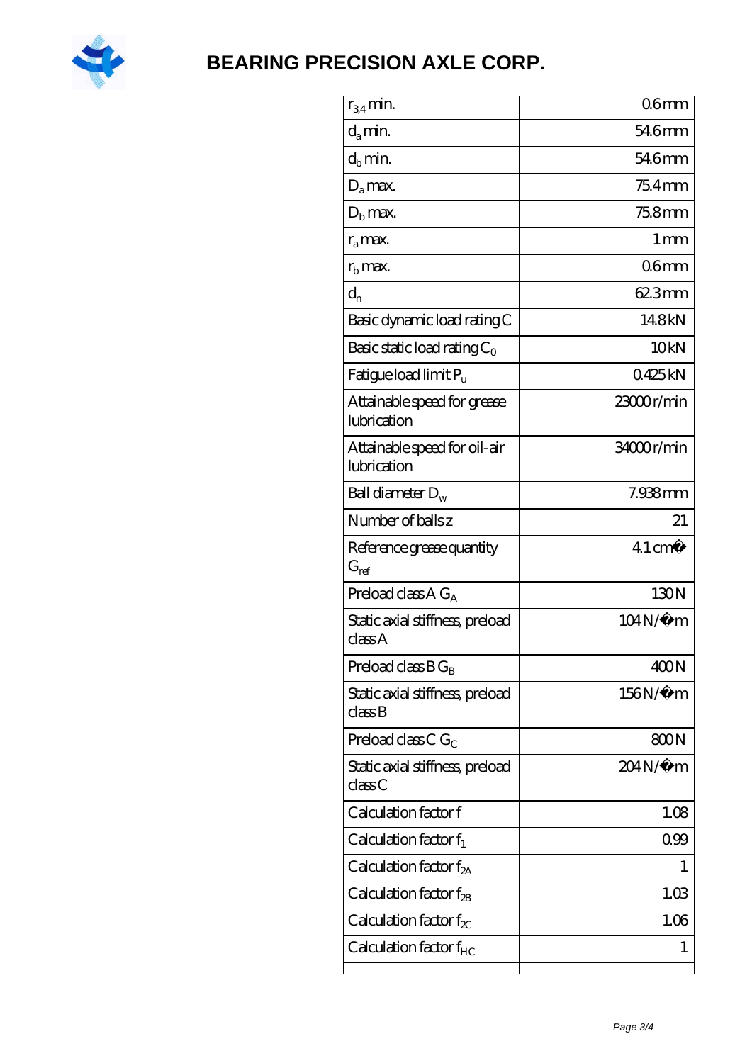| | |
|---|---|
| $r_{3,4}$ min. | 0.6 mm |
| $d_a$ min. | 54.6 mm |
| $d_b$ min. | 54.6 mm |
| $D_a$ max. | 75.4 mm |
| $D_b$ max. | 75.8 mm |
| $r_a$ max. | 1 mm |
| $r_b$ max. | 0.6 mm |
| $d_n$ | 62.3 mm |
| Basic dynamic load rating C | 14.8 kN |
| Basic static load rating $C_0$ | 10 kN |
| Fatigue load limit $P_u$ | 0.425 kN |
| Attainable speed for grease lubrication | 23000 r/min |
| Attainable speed for oil-air lubrication | 34000 r/min |
| Ball diameter $D_w$ | 7.938 mm |
| Number of balls z | 21 |
| Reference grease quantity $G_{ref}$ | 4.1 cm� |
| Preload class A $G_A$ | 130 N |
| Static axial stiffness, preload class A | 104 N/�m |
| Preload class B $G_B$ | 400 N |
| Static axial stiffness, preload class B | 156 N/�m |
| Preload class C $G_C$ | 800 N |
| Static axial stiffness, preload class C | 204 N/�m |
| Calculation factor f | 1.08 |
| Calculation factor $f_1$ | 0.99 |
| Calculation factor $f_{2A}$ | 1 |
| Calculation factor $f_{2B}$ | 1.03 |
| Calculation factor $f_{2C}$ | 1.06 |
| Calculation factor $f_{HC}$ | 1 |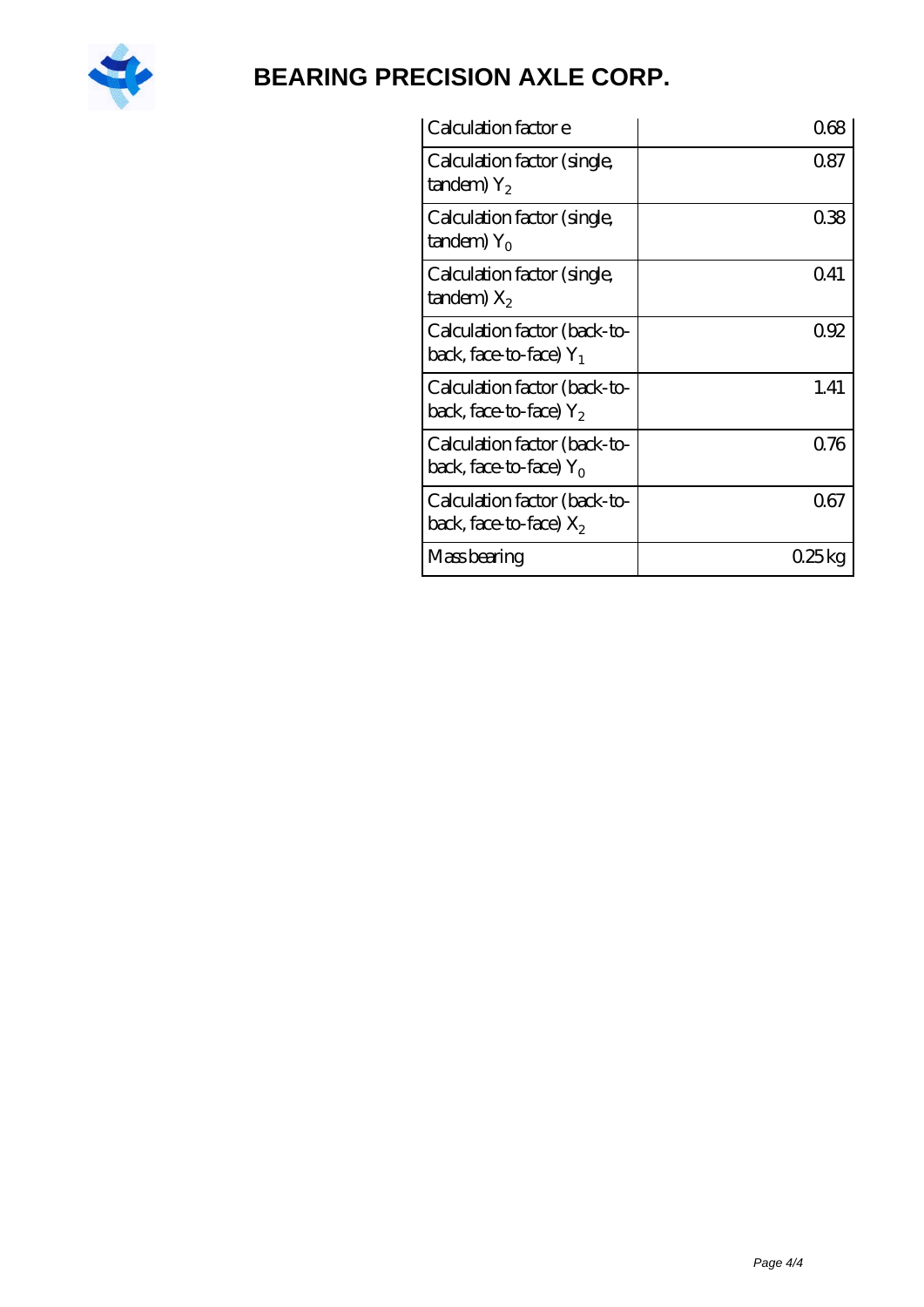| | |
|---|---|
| Calculation factor e | 0.68 |
| Calculation factor (single, tandem) $Y_2$ | 0.87 |
| Calculation factor (single, tandem) $Y_0$ | 0.38 |
| Calculation factor (single, tandem) $X_2$ | 0.41 |
| Calculation factor (back-to-back, face-to-face) $Y_1$ | 0.92 |
| Calculation factor (back-to-back, face-to-face) $Y_2$ | 1.41 |
| Calculation factor (back-to-back, face-to-face) $Y_0$ | 0.76 |
| Calculation factor (back-to-back, face-to-face) $X_2$ | 0.67 |
| Mass bearing | 0.25 kg |